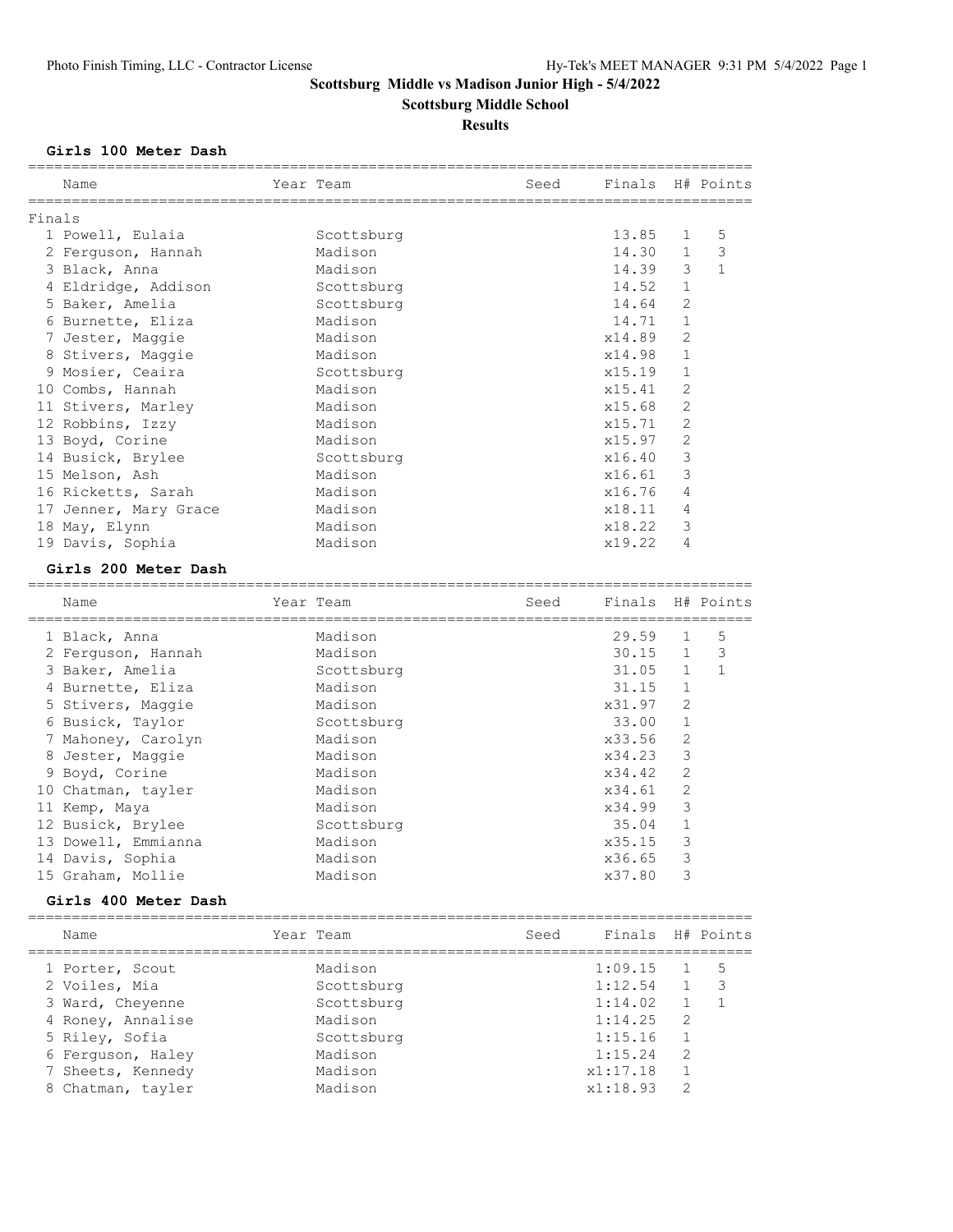# Scottsburg Middle vs Madison Junior High - 5/4/2022

## Scottsburg Middle School

### Results

**Girls 100 Meter Dash**

Finals

| | Name | Year | Team | Seed | Finals | H# | Points |
|---|---|---|---|---|---|---|---|
| 1 | Powell, Eulaia | | Scottsburg | | 13.85 | 1 | 5 |
| 2 | Ferguson, Hannah | | Madison | | 14.30 | 1 | 3 |
| 3 | Black, Anna | | Madison | | 14.39 | 3 | 1 |
| 4 | Eldridge, Addison | | Scottsburg | | 14.52 | 1 | |
| 5 | Baker, Amelia | | Scottsburg | | 14.64 | 2 | |
| 6 | Burnette, Eliza | | Madison | | 14.71 | 1 | |
| 7 | Jester, Maggie | | Madison | | x14.89 | 2 | |
| 8 | Stivers, Maggie | | Madison | | x14.98 | 1 | |
| 9 | Mosier, Ceaira | | Scottsburg | | x15.19 | 1 | |
| 10 | Combs, Hannah | | Madison | | x15.41 | 2 | |
| 11 | Stivers, Marley | | Madison | | x15.68 | 2 | |
| 12 | Robbins, Izzy | | Madison | | x15.71 | 2 | |
| 13 | Boyd, Corine | | Madison | | x15.97 | 2 | |
| 14 | Busick, Brylee | | Scottsburg | | x16.40 | 3 | |
| 15 | Melson, Ash | | Madison | | x16.61 | 3 | |
| 16 | Ricketts, Sarah | | Madison | | x16.76 | 4 | |
| 17 | Jenner, Mary Grace | | Madison | | x18.11 | 4 | |
| 18 | May, Elynn | | Madison | | x18.22 | 3 | |
| 19 | Davis, Sophia | | Madison | | x19.22 | 4 | |

**Girls 200 Meter Dash**

| | Name | Year | Team | Seed | Finals | H# | Points |
|---|---|---|---|---|---|---|---|
| 1 | Black, Anna | | Madison | | 29.59 | 1 | 5 |
| 2 | Ferguson, Hannah | | Madison | | 30.15 | 1 | 3 |
| 3 | Baker, Amelia | | Scottsburg | | 31.05 | 1 | 1 |
| 4 | Burnette, Eliza | | Madison | | 31.15 | 1 | |
| 5 | Stivers, Maggie | | Madison | | x31.97 | 2 | |
| 6 | Busick, Taylor | | Scottsburg | | 33.00 | 1 | |
| 7 | Mahoney, Carolyn | | Madison | | x33.56 | 2 | |
| 8 | Jester, Maggie | | Madison | | x34.23 | 3 | |
| 9 | Boyd, Corine | | Madison | | x34.42 | 2 | |
| 10 | Chatman, tayler | | Madison | | x34.61 | 2 | |
| 11 | Kemp, Maya | | Madison | | x34.99 | 3 | |
| 12 | Busick, Brylee | | Scottsburg | | 35.04 | 1 | |
| 13 | Dowell, Emmianna | | Madison | | x35.15 | 3 | |
| 14 | Davis, Sophia | | Madison | | x36.65 | 3 | |
| 15 | Graham, Mollie | | Madison | | x37.80 | 3 | |

**Girls 400 Meter Dash**

| | Name | Year | Team | Seed | Finals | H# | Points |
|---|---|---|---|---|---|---|---|
| 1 | Porter, Scout | | Madison | | 1:09.15 | 1 | 5 |
| 2 | Voiles, Mia | | Scottsburg | | 1:12.54 | 1 | 3 |
| 3 | Ward, Cheyenne | | Scottsburg | | 1:14.02 | 1 | 1 |
| 4 | Roney, Annalise | | Madison | | 1:14.25 | 2 | |
| 5 | Riley, Sofia | | Scottsburg | | 1:15.16 | 1 | |
| 6 | Ferguson, Haley | | Madison | | 1:15.24 | 2 | |
| 7 | Sheets, Kennedy | | Madison | | x1:17.18 | 1 | |
| 8 | Chatman, tayler | | Madison | | x1:18.93 | 2 | |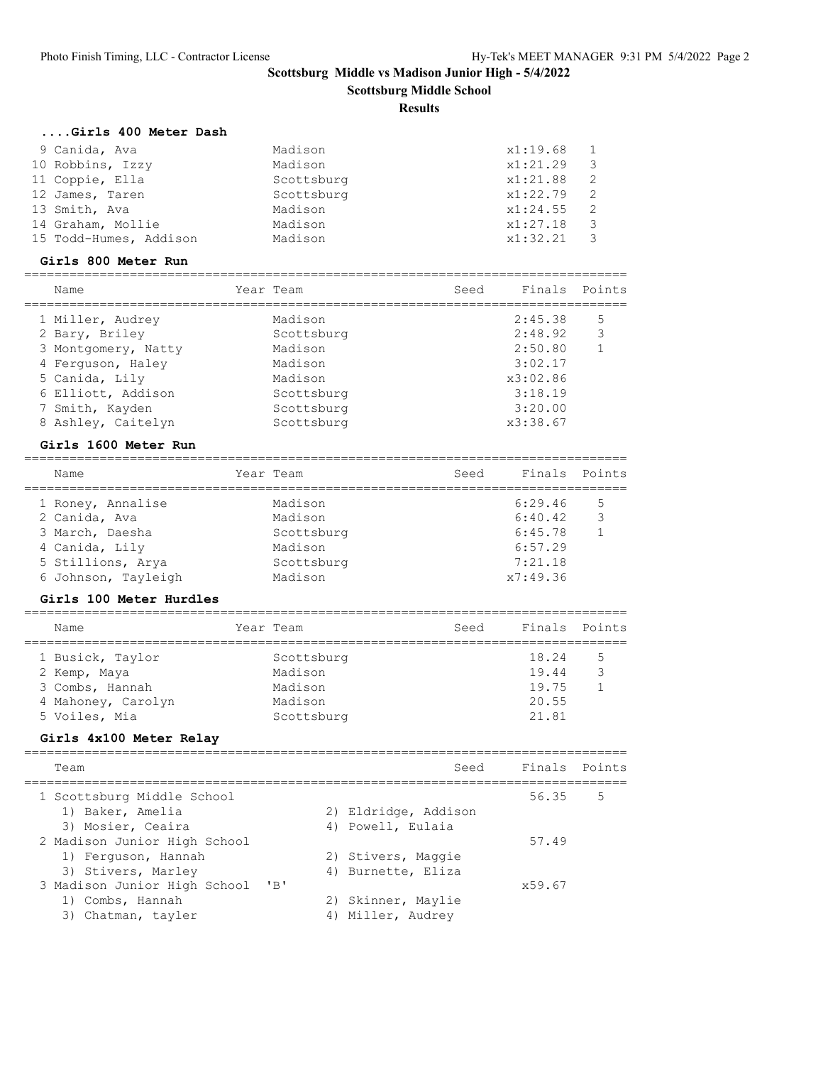## Scottsburg Middle vs Madison Junior High - 5/4/2022

### Scottsburg Middle School

### Results

#### ....Girls 400 Meter Dash

| Place | Name | Year | Team | Seed | Finals | Points |
|---|---|---|---|---|---|---|
| 9 | Canida, Ava | | Madison | | x1:19.68 | 1 |
| 10 | Robbins, Izzy | | Madison | | x1:21.29 | 3 |
| 11 | Coppie, Ella | | Scottsburg | | x1:21.88 | 2 |
| 12 | James, Taren | | Scottsburg | | x1:22.79 | 2 |
| 13 | Smith, Ava | | Madison | | x1:24.55 | 2 |
| 14 | Graham, Mollie | | Madison | | x1:27.18 | 3 |
| 15 | Todd-Humes, Addison | | Madison | | x1:32.21 | 3 |

#### Girls 800 Meter Run

| Place | Name | Year | Team | Seed | Finals | Points |
|---|---|---|---|---|---|---|
| 1 | Miller, Audrey | | Madison | | 2:45.38 | 5 |
| 2 | Bary, Briley | | Scottsburg | | 2:48.92 | 3 |
| 3 | Montgomery, Natty | | Madison | | 2:50.80 | 1 |
| 4 | Ferguson, Haley | | Madison | | 3:02.17 | |
| 5 | Canida, Lily | | Madison | | x3:02.86 | |
| 6 | Elliott, Addison | | Scottsburg | | 3:18.19 | |
| 7 | Smith, Kayden | | Scottsburg | | 3:20.00 | |
| 8 | Ashley, Caitelyn | | Scottsburg | | x3:38.67 | |

#### Girls 1600 Meter Run

| Place | Name | Year | Team | Seed | Finals | Points |
|---|---|---|---|---|---|---|
| 1 | Roney, Annalise | | Madison | | 6:29.46 | 5 |
| 2 | Canida, Ava | | Madison | | 6:40.42 | 3 |
| 3 | March, Daesha | | Scottsburg | | 6:45.78 | 1 |
| 4 | Canida, Lily | | Madison | | 6:57.29 | |
| 5 | Stillions, Arya | | Scottsburg | | 7:21.18 | |
| 6 | Johnson, Tayleigh | | Madison | | x7:49.36 | |

#### Girls 100 Meter Hurdles

| Place | Name | Year | Team | Seed | Finals | Points |
|---|---|---|---|---|---|---|
| 1 | Busick, Taylor | | Scottsburg | | 18.24 | 5 |
| 2 | Kemp, Maya | | Madison | | 19.44 | 3 |
| 3 | Combs, Hannah | | Madison | | 19.75 | 1 |
| 4 | Mahoney, Carolyn | | Madison | | 20.55 | |
| 5 | Voiles, Mia | | Scottsburg | | 21.81 | |

#### Girls 4x100 Meter Relay

| Place | Team | Seed | Finals | Points |
|---|---|---|---|---|
| 1 | Scottsburg Middle School | | 56.35 | 5 |
| | 1) Baker, Amelia 2) Eldridge, Addison 3) Mosier, Ceaira 4) Powell, Eulaia | | | |
| 2 | Madison Junior High School | | 57.49 | |
| | 1) Ferguson, Hannah 2) Stivers, Maggie 3) Stivers, Marley 4) Burnette, Eliza | | | |
| 3 | Madison Junior High School 'B' | | x59.67 | |
| | 1) Combs, Hannah 2) Skinner, Maylie 3) Chatman, tayler 4) Miller, Audrey | | | |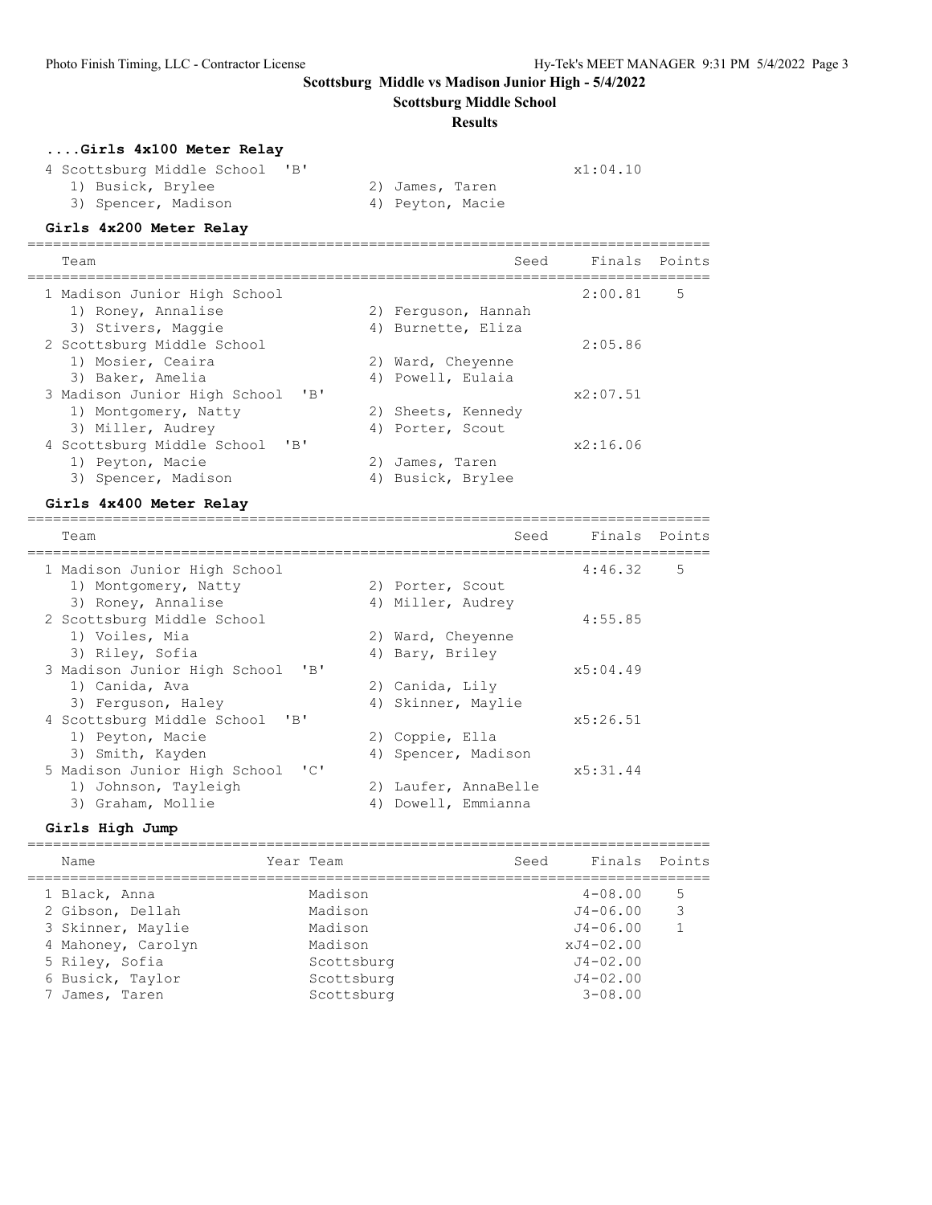# Scottsburg Middle vs Madison Junior High - 5/4/2022

## Scottsburg Middle School

### Results

**....Girls 4x100 Meter Relay**

| Team | Seed | Finals | Points |
|---|---|---|---|
| 4 Scottsburg Middle School 'B' | | x1:04.10 | |
| 1) Busick, Brylee 2) James, Taren 3) Spencer, Madison 4) Peyton, Macie | | | |

**Girls 4x200 Meter Relay**

| Team | Seed | Finals | Points |
|---|---|---|---|
| 1 Madison Junior High School | | 2:00.81 | 5 |
| 1) Roney, Annalise 2) Ferguson, Hannah 3) Stivers, Maggie 4) Burnette, Eliza | | | |
| 2 Scottsburg Middle School | | 2:05.86 | |
| 1) Mosier, Ceaira 2) Ward, Cheyenne 3) Baker, Amelia 4) Powell, Eulaia | | | |
| 3 Madison Junior High School 'B' | | x2:07.51 | |
| 1) Montgomery, Natty 2) Sheets, Kennedy 3) Miller, Audrey 4) Porter, Scout | | | |
| 4 Scottsburg Middle School 'B' | | x2:16.06 | |
| 1) Peyton, Macie 2) James, Taren 3) Spencer, Madison 4) Busick, Brylee | | | |

**Girls 4x400 Meter Relay**

| Team | Seed | Finals | Points |
|---|---|---|---|
| 1 Madison Junior High School | | 4:46.32 | 5 |
| 1) Montgomery, Natty 2) Porter, Scout 3) Roney, Annalise 4) Miller, Audrey | | | |
| 2 Scottsburg Middle School | | 4:55.85 | |
| 1) Voiles, Mia 2) Ward, Cheyenne 3) Riley, Sofia 4) Bary, Briley | | | |
| 3 Madison Junior High School 'B' | | x5:04.49 | |
| 1) Canida, Ava 2) Canida, Lily 3) Ferguson, Haley 4) Skinner, Maylie | | | |
| 4 Scottsburg Middle School 'B' | | x5:26.51 | |
| 1) Peyton, Macie 2) Coppie, Ella 3) Smith, Kayden 4) Spencer, Madison | | | |
| 5 Madison Junior High School 'C' | | x5:31.44 | |
| 1) Johnson, Tayleigh 2) Laufer, AnnaBelle 3) Graham, Mollie 4) Dowell, Emmianna | | | |

**Girls High Jump**

| Name | Year | Team | Seed | Finals | Points |
|---|---|---|---|---|---|
| 1 Black, Anna | | Madison | | 4-08.00 | 5 |
| 2 Gibson, Dellah | | Madison | | J4-06.00 | 3 |
| 3 Skinner, Maylie | | Madison | | J4-06.00 | 1 |
| 4 Mahoney, Carolyn | | Madison | | xJ4-02.00 | |
| 5 Riley, Sofia | | Scottsburg | | J4-02.00 | |
| 6 Busick, Taylor | | Scottsburg | | J4-02.00 | |
| 7 James, Taren | | Scottsburg | | 3-08.00 | |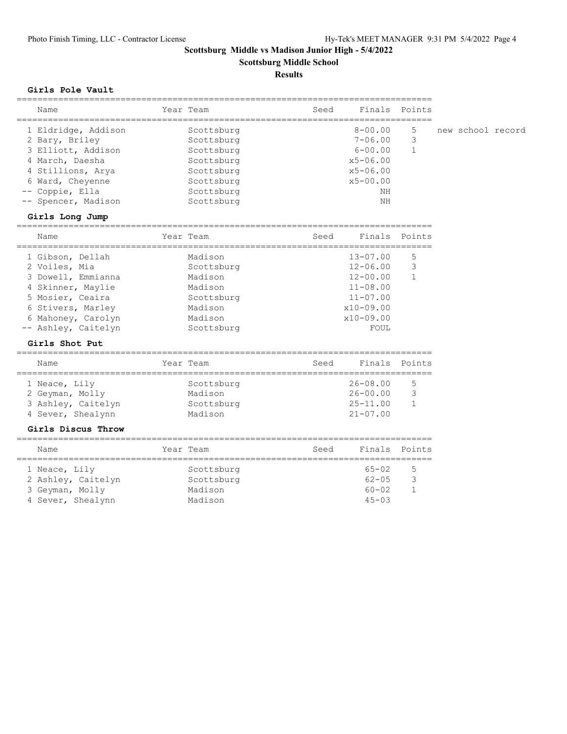# Scottsburg Middle vs Madison Junior High - 5/4/2022

## Scottsburg Middle School

### Results

**Girls Pole Vault**

| Place | Name | Year | Team | Seed | Finals | Points | |
|---|---|---|---|---|---|---|---|
| 1 | Eldridge, Addison | | Scottsburg | | 8-00.00 | 5 | new school record |
| 2 | Bary, Briley | | Scottsburg | | 7-06.00 | 3 | |
| 3 | Elliott, Addison | | Scottsburg | | 6-00.00 | 1 | |
| 4 | March, Daesha | | Scottsburg | | x5-06.00 | | |
| 4 | Stillions, Arya | | Scottsburg | | x5-06.00 | | |
| 6 | Ward, Cheyenne | | Scottsburg | | x5-00.00 | | |
| -- | Coppie, Ella | | Scottsburg | | NH | | |
| -- | Spencer, Madison | | Scottsburg | | NH | | |

**Girls Long Jump**

| Place | Name | Year | Team | Seed | Finals | Points |
|---|---|---|---|---|---|---|
| 1 | Gibson, Dellah | | Madison | | 13-07.00 | 5 |
| 2 | Voiles, Mia | | Scottsburg | | 12-06.00 | 3 |
| 3 | Dowell, Emmianna | | Madison | | 12-00.00 | 1 |
| 4 | Skinner, Maylie | | Madison | | 11-08.00 | |
| 5 | Mosier, Ceaira | | Scottsburg | | 11-07.00 | |
| 6 | Stivers, Marley | | Madison | | x10-09.00 | |
| 6 | Mahoney, Carolyn | | Madison | | x10-09.00 | |
| -- | Ashley, Caitelyn | | Scottsburg | | FOUL | |

**Girls Shot Put**

| Place | Name | Year | Team | Seed | Finals | Points |
|---|---|---|---|---|---|---|
| 1 | Neace, Lily | | Scottsburg | | 26-08.00 | 5 |
| 2 | Geyman, Molly | | Madison | | 26-00.00 | 3 |
| 3 | Ashley, Caitelyn | | Scottsburg | | 25-11.00 | 1 |
| 4 | Sever, Shealynn | | Madison | | 21-07.00 | |

**Girls Discus Throw**

| Place | Name | Year | Team | Seed | Finals | Points |
|---|---|---|---|---|---|---|
| 1 | Neace, Lily | | Scottsburg | | 65-02 | 5 |
| 2 | Ashley, Caitelyn | | Scottsburg | | 62-05 | 3 |
| 3 | Geyman, Molly | | Madison | | 60-02 | 1 |
| 4 | Sever, Shealynn | | Madison | | 45-03 | |